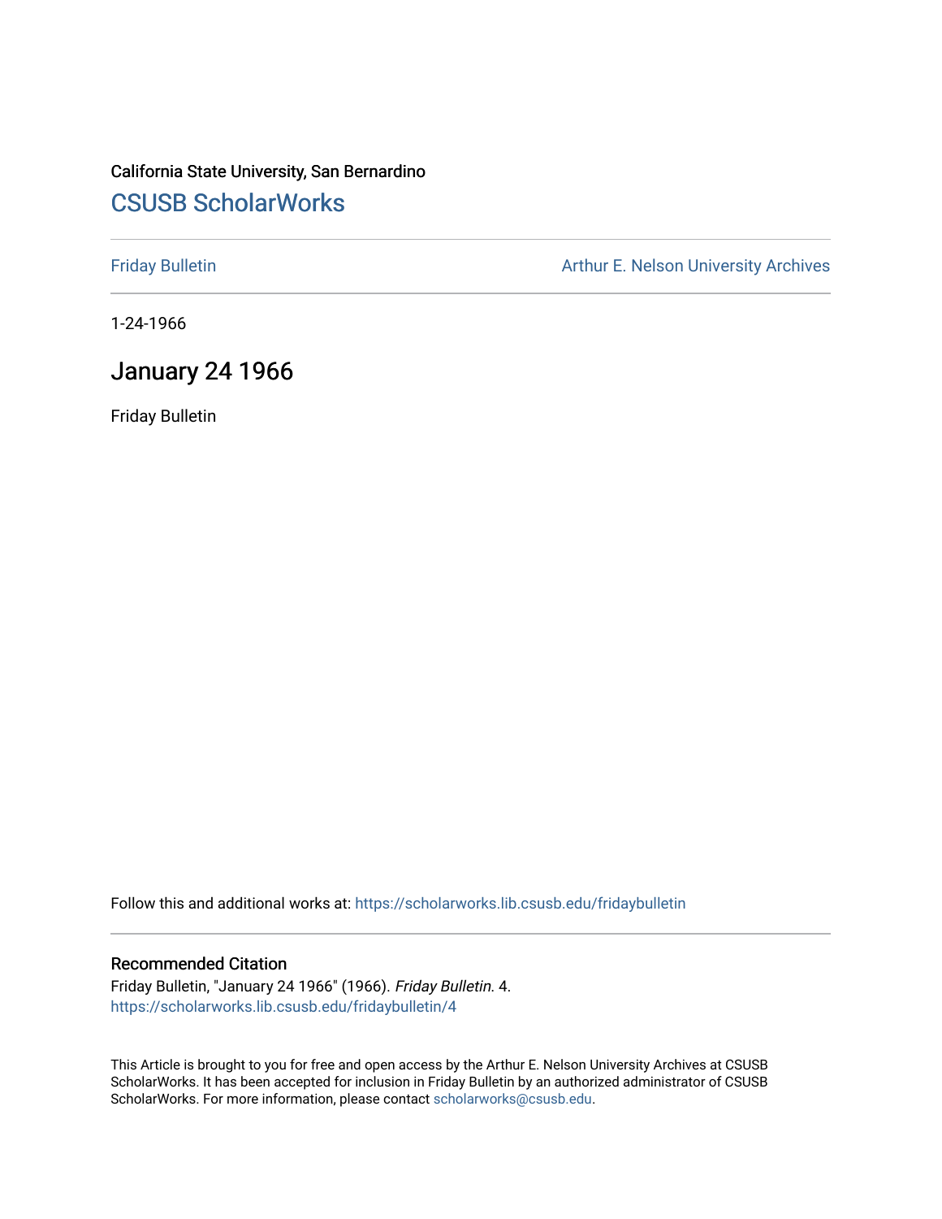California State University, San Bernardino

## CSUSB ScholarWorks

Friday Bulletin

Arthur E. Nelson University Archives

1-24-1966

# January 24 1966

Friday Bulletin

Follow this and additional works at: https://scholarworks.lib.csusb.edu/fridaybulletin

### Recommended Citation

Friday Bulletin, "January 24 1966" (1966). *Friday Bulletin*. 4.
https://scholarworks.lib.csusb.edu/fridaybulletin/4

This Article is brought to you for free and open access by the Arthur E. Nelson University Archives at CSUSB ScholarWorks. It has been accepted for inclusion in Friday Bulletin by an authorized administrator of CSUSB ScholarWorks. For more information, please contact scholarworks@csusb.edu.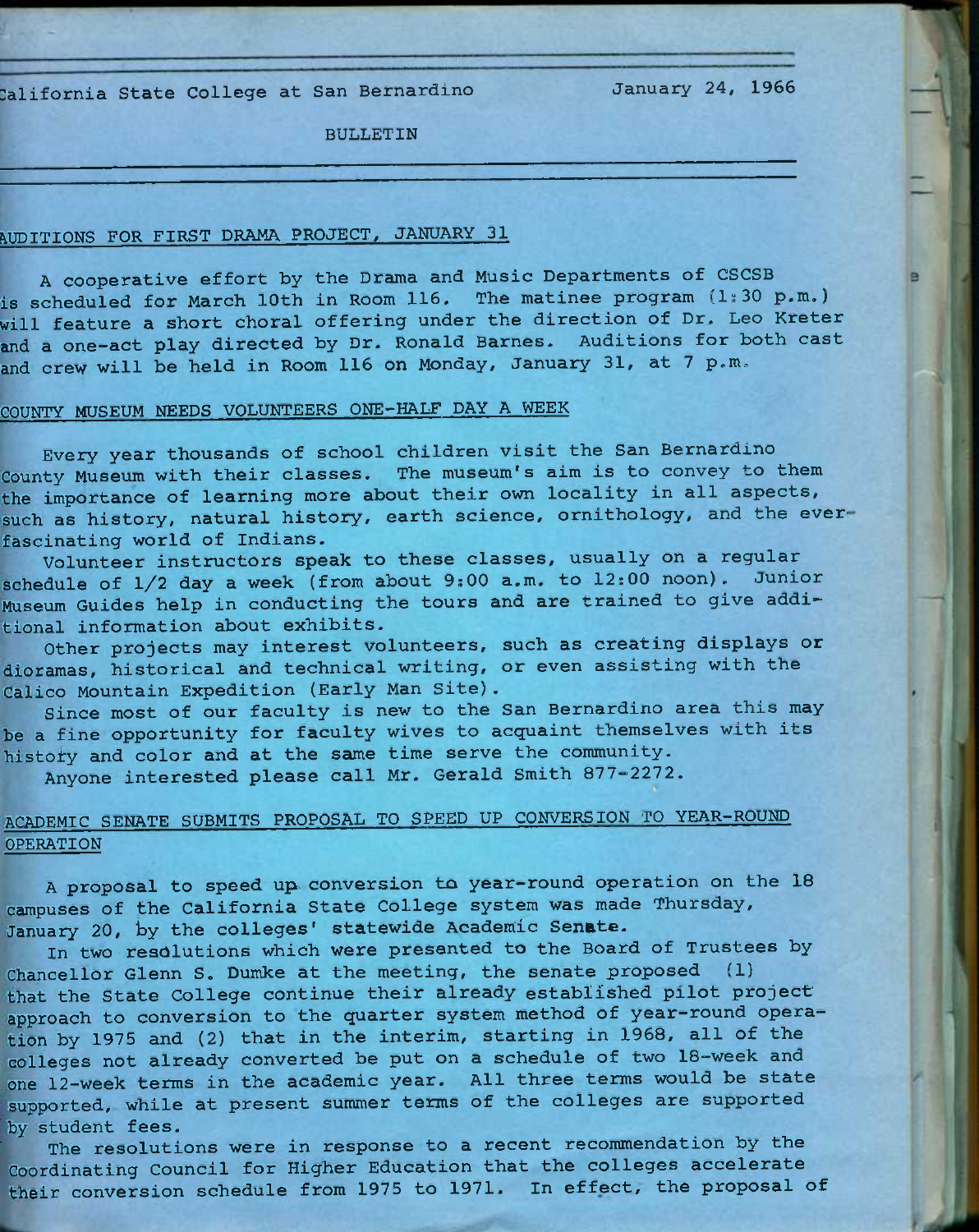California State College at San Bernardino January 24, 1966

BULLETIN

## AUDITIONS FOR FIRST DRAMA PROJECT, JANUARY 31

A cooperative effort by the Drama and Music Departments of CSCSB is scheduled for March 10th in Room 116. The matinee program (1:30 p.m.) will feature a short choral offering under the direction of Dr. Leo Kreter and a one-act play directed by Dr. Ronald Barnes. Auditions for both cast and crew will be held in Room 116 on Monday, January 31, at 7 p.m.

## COUNTY MUSEUM NEEDS VOLUNTEERS ONE-HALF DAY A WEEK

Every year thousands of school children visit the San Bernardino County Museum with their classes. The museum's aim is to convey to them the importance of learning more about their own locality in all aspects, such as history, natural history, earth science, ornithology, and the ever-fascinating world of Indians.

Volunteer instructors speak to these classes, usually on a regular schedule of 1/2 day a week (from about 9:00 a.m. to 12:00 noon). Junior Museum Guides help in conducting the tours and are trained to give additional information about exhibits.

Other projects may interest volunteers, such as creating displays or dioramas, historical and technical writing, or even assisting with the Calico Mountain Expedition (Early Man Site).

Since most of our faculty is new to the San Bernardino area this may be a fine opportunity for faculty wives to acquaint themselves with its history and color and at the same time serve the community.

Anyone interested please call Mr. Gerald Smith 877-2272.

## ACADEMIC SENATE SUBMITS PROPOSAL TO SPEED UP CONVERSION TO YEAR-ROUND OPERATION

A proposal to speed up conversion to year-round operation on the 18 campuses of the California State College system was made Thursday, January 20, by the colleges' statewide Academic Senate.

In two resolutions which were presented to the Board of Trustees by Chancellor Glenn S. Dumke at the meeting, the senate proposed (1) that the State College continue their already established pilot project approach to conversion to the quarter system method of year-round operation by 1975 and (2) that in the interim, starting in 1968, all of the colleges not already converted be put on a schedule of two 18-week and one 12-week terms in the academic year. All three terms would be state supported, while at present summer terms of the colleges are supported by student fees.

The resolutions were in response to a recent recommendation by the Coordinating Council for Higher Education that the colleges accelerate their conversion schedule from 1975 to 1971. In effect, the proposal of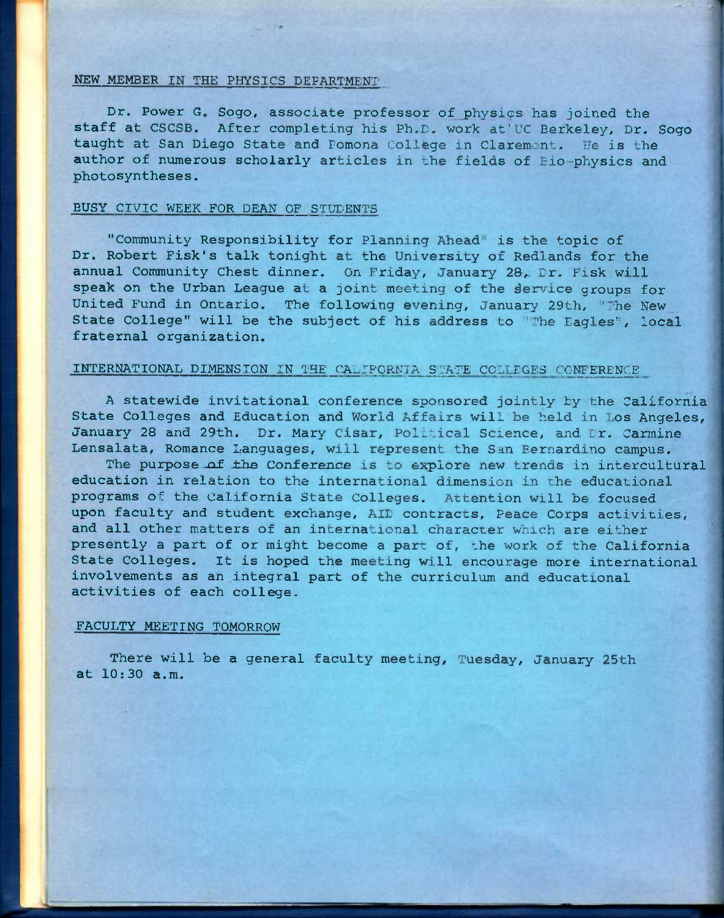## NEW MEMBER IN THE PHYSICS DEPARTMENT

Dr. Power G. Sogo, associate professor of physics has joined the staff at CSCSB. After completing his Ph.D. work at UC Berkeley, Dr. Sogo taught at San Diego State and Pomona College in Claremont. He is the author of numerous scholarly articles in the fields of Bio-physics and photosyntheses.

## BUSY CIVIC WEEK FOR DEAN OF STUDENTS

"Community Responsibility for Planning Ahead" is the topic of Dr. Robert Fisk's talk tonight at the University of Redlands for the annual Community Chest dinner. On Friday, January 28, Dr. Fisk will speak on the Urban League at a joint meeting of the service groups for United Fund in Ontario. The following evening, January 29th, "The New State College" will be the subject of his address to "The Eagles", local fraternal organization.

## INTERNATIONAL DIMENSION IN THE CALIFORNIA STATE COLLEGES CONFERENCE

A statewide invitational conference sponsored jointly by the California State Colleges and Education and World Affairs will be held in Los Angeles, January 28 and 29th. Dr. Mary Cisar, Political Science, and Dr. Carmine Lensalata, Romance Languages, will represent the San Bernardino campus.

The purpose of the Conference is to explore new trends in intercultural education in relation to the international dimension in the educational programs of the California State Colleges. Attention will be focused upon faculty and student exchange, AID contracts, Peace Corps activities, and all other matters of an international character which are either presently a part of or might become a part of, the work of the California State Colleges. It is hoped the meeting will encourage more international involvements as an integral part of the curriculum and educational activities of each college.

## FACULTY MEETING TOMORROW

There will be a general faculty meeting, Tuesday, January 25th at 10:30 a.m.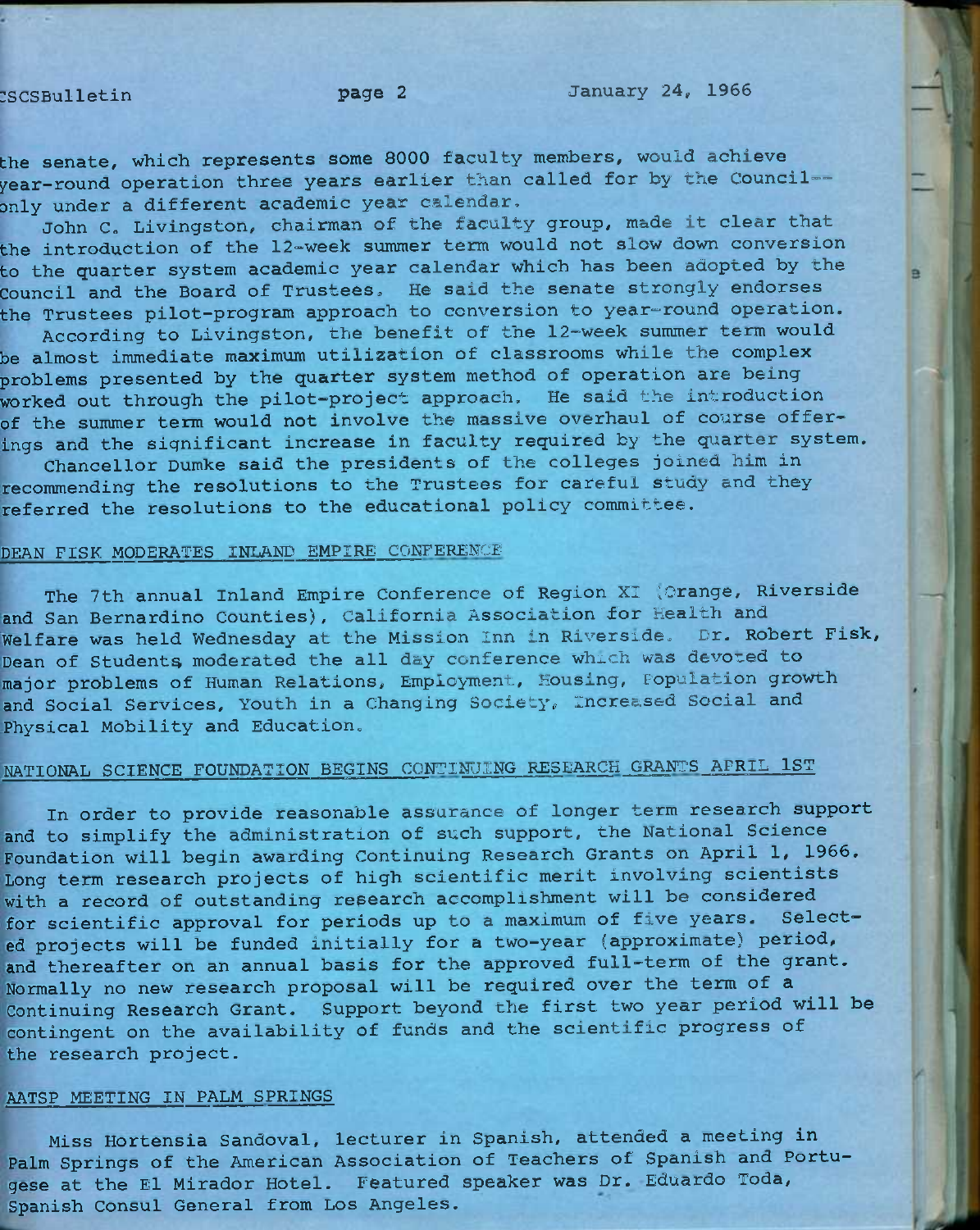the senate, which represents some 8000 faculty members, would achieve year-round operation three years earlier than called for by the Council--only under a different academic year calendar.

John C. Livingston, chairman of the faculty group, made it clear that the introduction of the 12-week summer term would not slow down conversion to the quarter system academic year calendar which has been adopted by the Council and the Board of Trustees. He said the senate strongly endorses the Trustees pilot-program approach to conversion to year-round operation.

According to Livingston, the benefit of the 12-week summer term would be almost immediate maximum utilization of classrooms while the complex problems presented by the quarter system method of operation are being worked out through the pilot-project approach. He said the introduction of the summer term would not involve the massive overhaul of course offerings and the significant increase in faculty required by the quarter system.

Chancellor Dumke said the presidents of the colleges joined him in recommending the resolutions to the Trustees for careful study and they referred the resolutions to the educational policy committee.

## DEAN FISK MODERATES INLAND EMPIRE CONFERENCE

The 7th annual Inland Empire Conference of Region XI (Orange, Riverside and San Bernardino Counties), California Association for Health and Welfare was held Wednesday at the Mission Inn in Riverside. Dr. Robert Fisk, Dean of Students moderated the all day conference which was devoted to major problems of Human Relations, Employment, Housing, Population growth and Social Services, Youth in a Changing Society, Increased Social and Physical Mobility and Education.

## NATIONAL SCIENCE FOUNDATION BEGINS CONTINUING RESEARCH GRANTS APRIL 1ST

In order to provide reasonable assurance of longer term research support and to simplify the administration of such support, the National Science Foundation will begin awarding Continuing Research Grants on April 1, 1966. Long term research projects of high scientific merit involving scientists with a record of outstanding research accomplishment will be considered for scientific approval for periods up to a maximum of five years. Selected projects will be funded initially for a two-year (approximate) period, and thereafter on an annual basis for the approved full-term of the grant. Normally no new research proposal will be required over the term of a Continuing Research Grant. Support beyond the first two year period will be contingent on the availability of funds and the scientific progress of the research project.

## AATSP MEETING IN PALM SPRINGS

Miss Hortensia Sandoval, lecturer in Spanish, attended a meeting in Palm Springs of the American Association of Teachers of Spanish and Portuguese at the El Mirador Hotel. Featured speaker was Dr. Eduardo Toda, Spanish Consul General from Los Angeles.